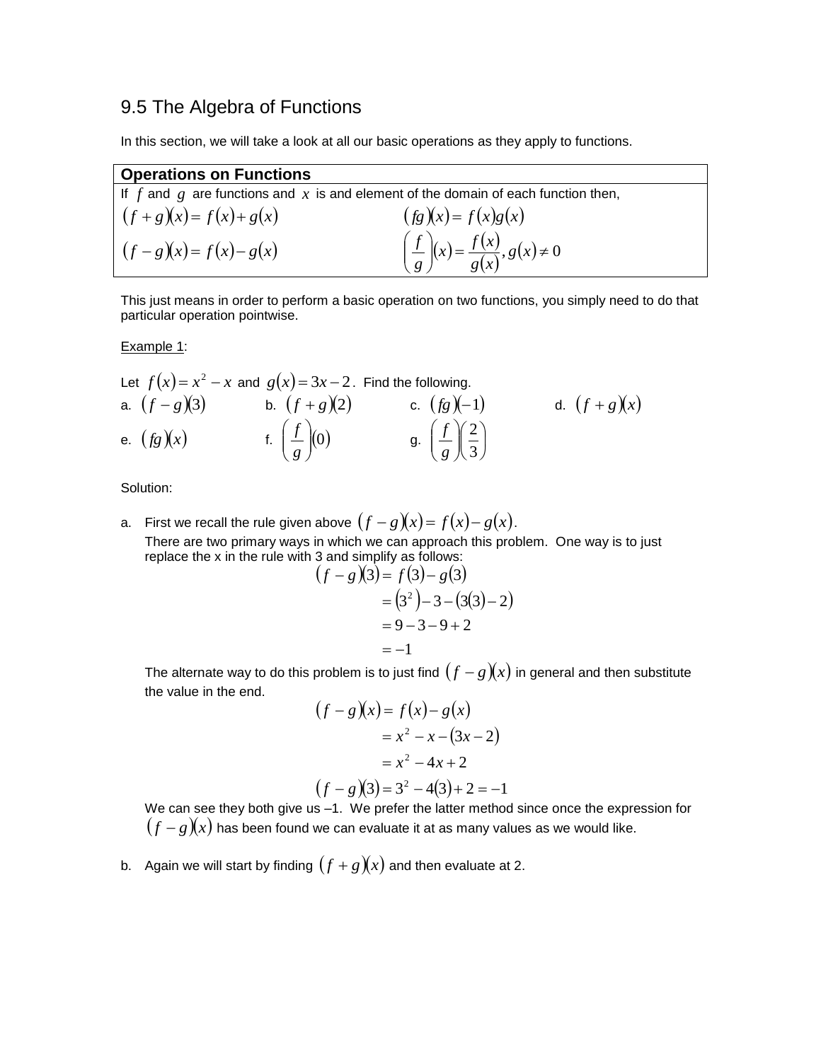# 9.5 The Algebra of Functions

In this section, we will take a look at all our basic operations as they apply to functions.

| **Operations on Functions** | |
|---|---|
| If $f$ and $g$ are functions and $x$ is and element of the domain of each function then, | |
| $(f+g)(x) = f(x) + g(x)$ | $(fg)(x) = f(x)g(x)$ |
| $(f-g)(x) = f(x) - g(x)$ | $\left(\dfrac{f}{g}\right)(x) = \dfrac{f(x)}{g(x)}, g(x) \neq 0$ |

This just means in order to perform a basic operation on two functions, you simply need to do that particular operation pointwise.

Example 1:

Let $f(x) = x^2 - x$ and $g(x) = 3x - 2$. Find the following.

a. $(f-g)(3)$ b. $(f+g)(2)$ c. $(fg)(-1)$ d. $(f+g)(x)$

e. $(fg)(x)$ f. $\left(\dfrac{f}{g}\right)(0)$ g. $\left(\dfrac{f}{g}\right)\left(\dfrac{2}{3}\right)$

Solution:

a. First we recall the rule given above $(f-g)(x) = f(x) - g(x)$.
There are two primary ways in which we can approach this problem. One way is to just replace the x in the rule with 3 and simplify as follows:

$$\begin{aligned}(f-g)(3) &= f(3) - g(3)\\ &= (3^2) - 3 - (3(3) - 2)\\ &= 9 - 3 - 9 + 2\\ &= -1\end{aligned}$$

The alternate way to do this problem is to just find $(f-g)(x)$ in general and then substitute the value in the end.

$$\begin{aligned}(f-g)(x) &= f(x) - g(x)\\ &= x^2 - x - (3x - 2)\\ &= x^2 - 4x + 2\end{aligned}$$

$$(f-g)(3) = 3^2 - 4(3) + 2 = -1$$

We can see they both give us –1. We prefer the latter method since once the expression for $(f-g)(x)$ has been found we can evaluate it at as many values as we would like.

b. Again we will start by finding $(f+g)(x)$ and then evaluate at 2.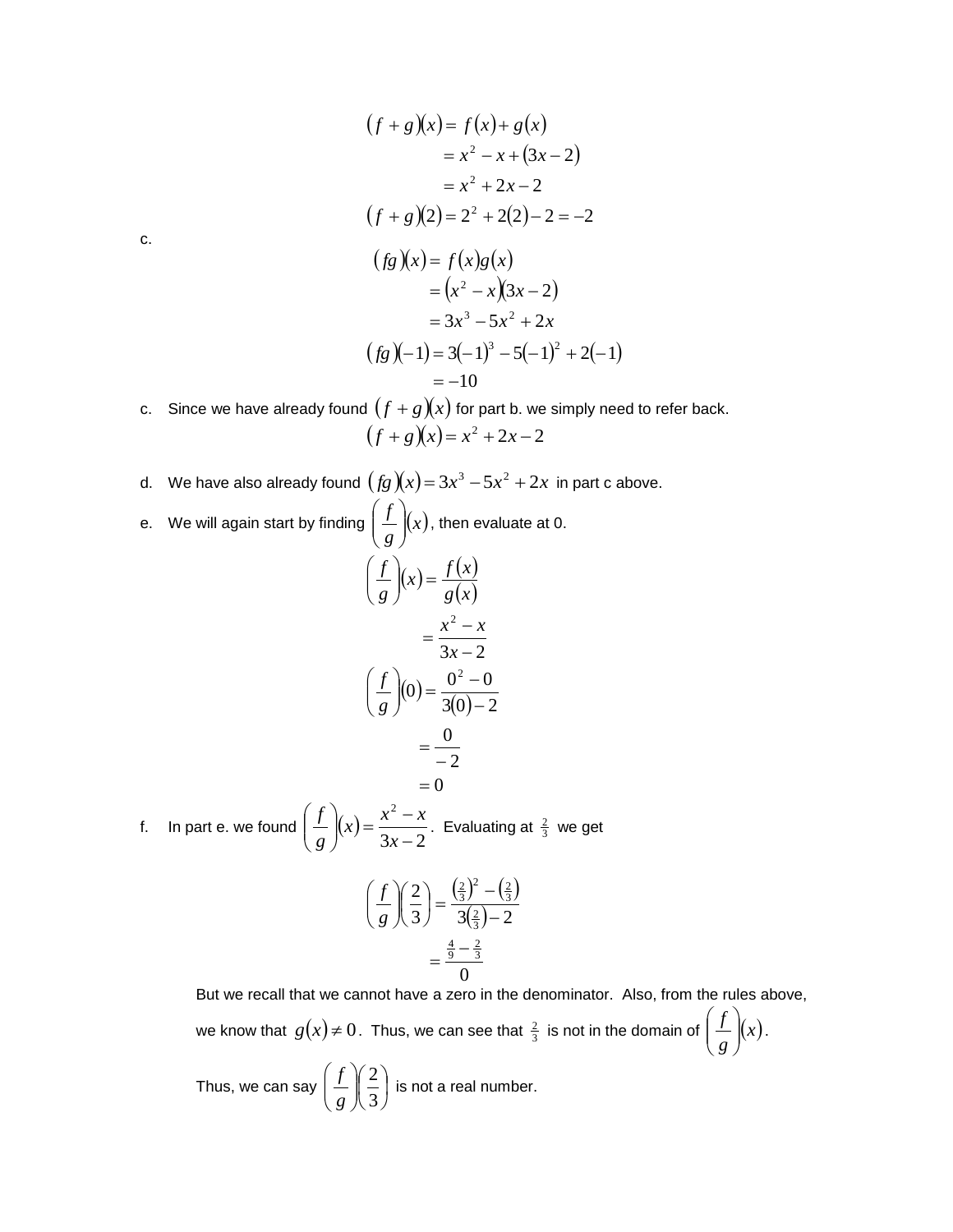$$(f+g)(x) = f(x) + g(x)$$
$$= x^2 - x + (3x - 2)$$
$$= x^2 + 2x - 2$$
$$(f+g)(2) = 2^2 + 2(2) - 2 = -2$$

c.

$$(fg)(x) = f(x)g(x)$$
$$= (x^2 - x)(3x - 2)$$
$$= 3x^3 - 5x^2 + 2x$$
$$(fg)(-1) = 3(-1)^3 - 5(-1)^2 + 2(-1)$$
$$= -10$$

c. Since we have already found $(f+g)(x)$ for part b. we simply need to refer back.

$$(f+g)(x) = x^2 + 2x - 2$$

d. We have also already found $(fg)(x) = 3x^3 - 5x^2 + 2x$ in part c above.

e. We will again start by finding $\left(\dfrac{f}{g}\right)(x)$, then evaluate at 0.

$$\left(\frac{f}{g}\right)(x) = \frac{f(x)}{g(x)}$$
$$= \frac{x^2 - x}{3x - 2}$$
$$\left(\frac{f}{g}\right)(0) = \frac{0^2 - 0}{3(0) - 2}$$
$$= \frac{0}{-2}$$
$$= 0$$

f. In part e. we found $\left(\dfrac{f}{g}\right)(x) = \dfrac{x^2 - x}{3x - 2}$. Evaluating at $\frac{2}{3}$ we get

$$\left(\frac{f}{g}\right)\left(\frac{2}{3}\right) = \frac{\left(\frac{2}{3}\right)^2 - \left(\frac{2}{3}\right)}{3\left(\frac{2}{3}\right) - 2}$$
$$= \frac{\frac{4}{9} - \frac{2}{3}}{0}$$

But we recall that we cannot have a zero in the denominator. Also, from the rules above, we know that $g(x) \neq 0$. Thus, we can see that $\frac{2}{3}$ is not in the domain of $\left(\dfrac{f}{g}\right)(x)$.

Thus, we can say $\left(\dfrac{f}{g}\right)\left(\dfrac{2}{3}\right)$ is not a real number.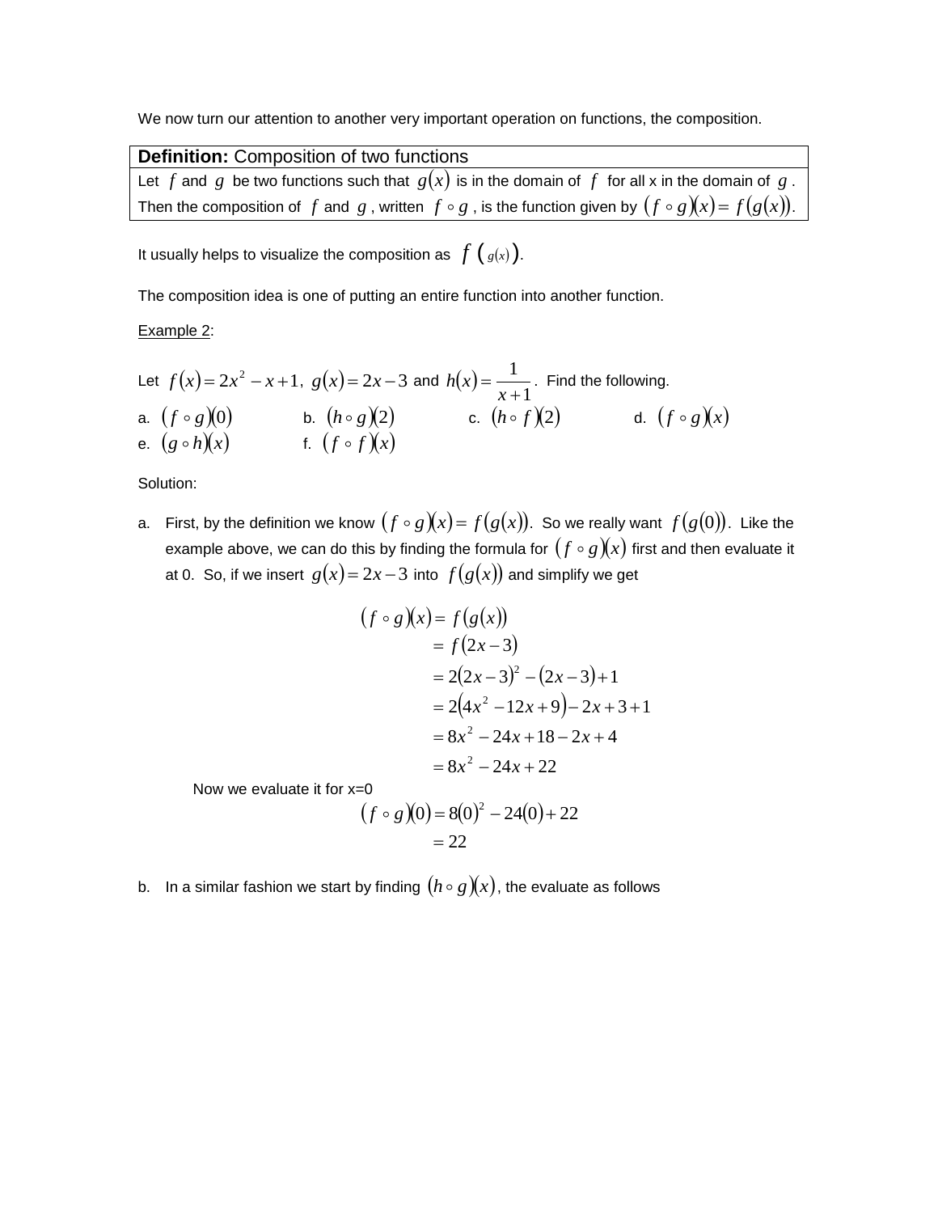We now turn our attention to another very important operation on functions, the composition.

| **Definition:** Composition of two functions |
| --- |
| Let $f$ and $g$ be two functions such that $g(x)$ is in the domain of $f$ for all x in the domain of $g$. Then the composition of $f$ and $g$, written $f \circ g$, is the function given by $(f \circ g)(x) = f(g(x))$. |

It usually helps to visualize the composition as $f\,(\,_{g(x)}\,)$.

The composition idea is one of putting an entire function into another function.

Example 2:

Let $f(x) = 2x^2 - x + 1$, $g(x) = 2x - 3$ and $h(x) = \dfrac{1}{x+1}$. Find the following.

a. $(f \circ g)(0)$ b. $(h \circ g)(2)$ c. $(h \circ f)(2)$ d. $(f \circ g)(x)$
e. $(g \circ h)(x)$ f. $(f \circ f)(x)$

Solution:

a. First, by the definition we know $(f \circ g)(x) = f(g(x))$. So we really want $f(g(0))$. Like the example above, we can do this by finding the formula for $(f \circ g)(x)$ first and then evaluate it at 0. So, if we insert $g(x) = 2x - 3$ into $f(g(x))$ and simplify we get

$$
\begin{aligned}
(f \circ g)(x) &= f(g(x)) \\
&= f(2x-3) \\
&= 2(2x-3)^2 - (2x-3) + 1 \\
&= 2(4x^2 - 12x + 9) - 2x + 3 + 1 \\
&= 8x^2 - 24x + 18 - 2x + 4 \\
&= 8x^2 - 24x + 22
\end{aligned}
$$

Now we evaluate it for x=0

$$
\begin{aligned}
(f \circ g)(0) &= 8(0)^2 - 24(0) + 22 \\
&= 22
\end{aligned}
$$

b. In a similar fashion we start by finding $(h \circ g)(x)$, the evaluate as follows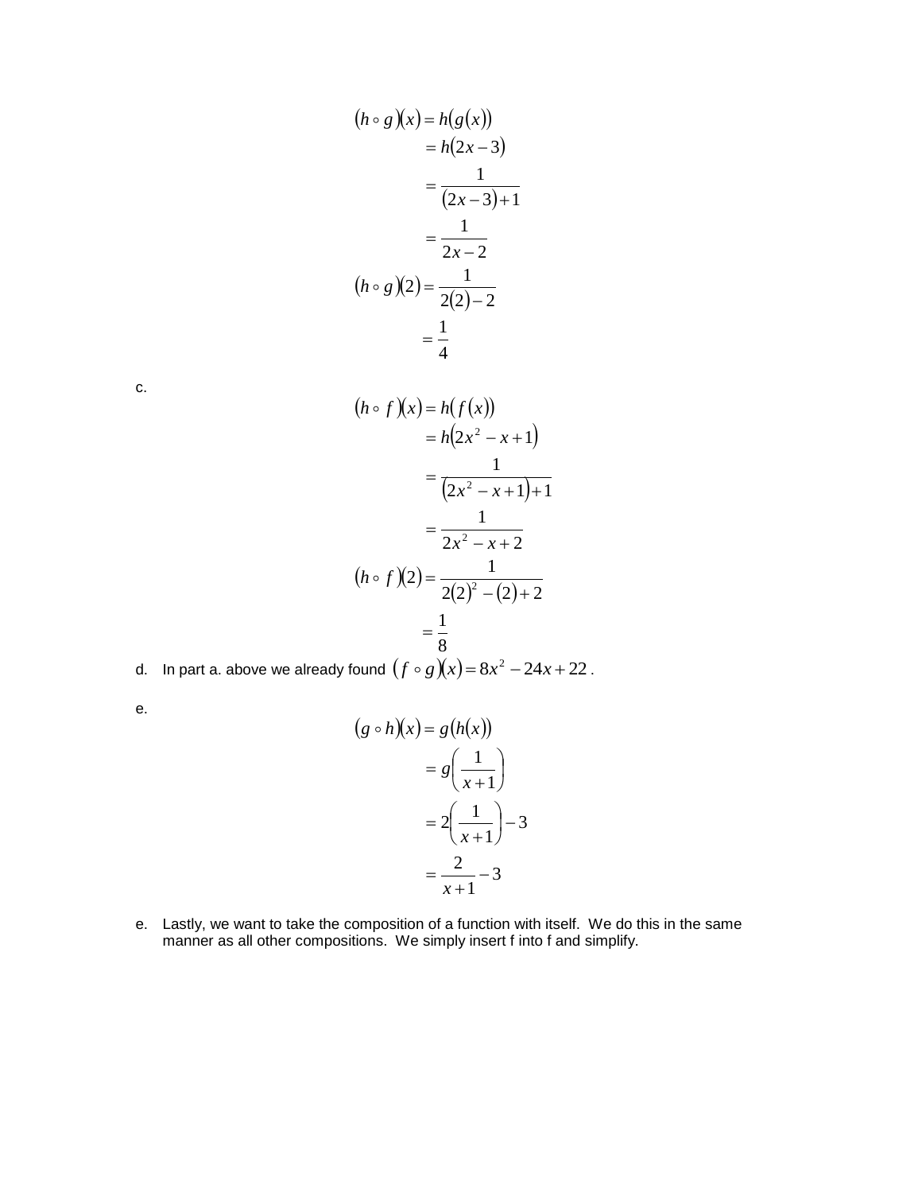$$
\begin{aligned}
(h \circ g)(x) &= h(g(x)) \\
&= h(2x-3) \\
&= \frac{1}{(2x-3)+1} \\
&= \frac{1}{2x-2} \\
(h \circ g)(2) &= \frac{1}{2(2)-2} \\
&= \frac{1}{4}
\end{aligned}
$$

c.

$$
\begin{aligned}
(h \circ f)(x) &= h(f(x)) \\
&= h\left(2x^2 - x + 1\right) \\
&= \frac{1}{\left(2x^2 - x + 1\right)+1} \\
&= \frac{1}{2x^2 - x + 2} \\
(h \circ f)(2) &= \frac{1}{2(2)^2 - (2) + 2} \\
&= \frac{1}{8}
\end{aligned}
$$

d. In part a. above we already found $(f \circ g)(x) = 8x^2 - 24x + 22$.

e.

$$
\begin{aligned}
(g \circ h)(x) &= g(h(x)) \\
&= g\left(\frac{1}{x+1}\right) \\
&= 2\left(\frac{1}{x+1}\right) - 3 \\
&= \frac{2}{x+1} - 3
\end{aligned}
$$

e. Lastly, we want to take the composition of a function with itself. We do this in the same manner as all other compositions. We simply insert f into f and simplify.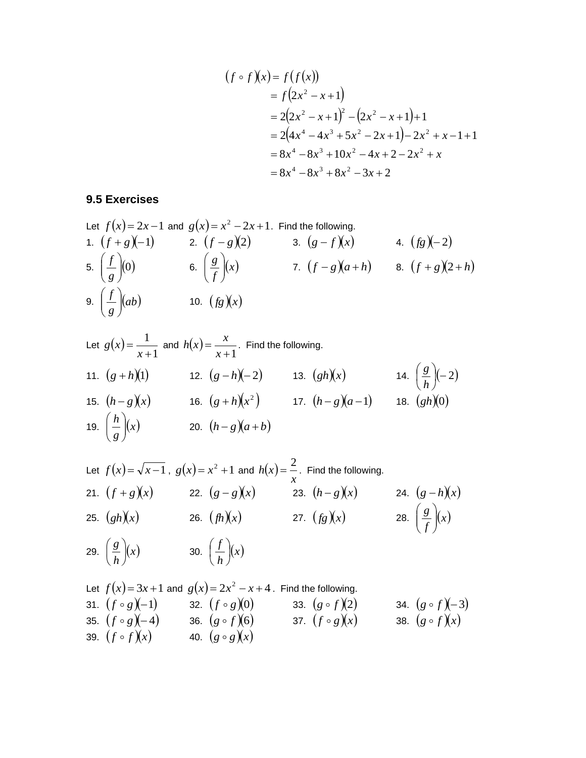$$
\begin{aligned}
(f \circ f)(x) &= f(f(x)) \\
&= f\left(2x^2 - x + 1\right) \\
&= 2\left(2x^2 - x + 1\right)^2 - \left(2x^2 - x + 1\right) + 1 \\
&= 2\left(4x^4 - 4x^3 + 5x^2 - 2x + 1\right) - 2x^2 + x - 1 + 1 \\
&= 8x^4 - 8x^3 + 10x^2 - 4x + 2 - 2x^2 + x \\
&= 8x^4 - 8x^3 + 8x^2 - 3x + 2
\end{aligned}
$$

### 9.5 Exercises

Let $f(x) = 2x - 1$ and $g(x) = x^2 - 2x + 1$. Find the following.

1. $(f+g)(-1)$
2. $(f-g)(2)$
3. $(g-f)(x)$
4. $(fg)(-2)$
5. $\left(\dfrac{f}{g}\right)(0)$
6. $\left(\dfrac{g}{f}\right)(x)$
7. $(f-g)(a+h)$
8. $(f+g)(2+h)$
9. $\left(\dfrac{f}{g}\right)(ab)$
10. $(fg)(x)$

Let $g(x) = \dfrac{1}{x+1}$ and $h(x) = \dfrac{x}{x+1}$. Find the following.

11. $(g+h)(1)$
12. $(g-h)(-2)$
13. $(gh)(x)$
14. $\left(\dfrac{g}{h}\right)(-2)$
15. $(h-g)(x)$
16. $(g+h)(x^2)$
17. $(h-g)(a-1)$
18. $(gh)(0)$
19. $\left(\dfrac{h}{g}\right)(x)$
20. $(h-g)(a+b)$

Let $f(x) = \sqrt{x-1}$, $g(x) = x^2 + 1$ and $h(x) = \dfrac{2}{x}$. Find the following.

21. $(f+g)(x)$
22. $(g-g)(x)$
23. $(h-g)(x)$
24. $(g-h)(x)$
25. $(gh)(x)$
26. $(fh)(x)$
27. $(fg)(x)$
28. $\left(\dfrac{g}{f}\right)(x)$
29. $\left(\dfrac{g}{h}\right)(x)$
30. $\left(\dfrac{f}{h}\right)(x)$

Let $f(x) = 3x + 1$ and $g(x) = 2x^2 - x + 4$. Find the following.

31. $(f \circ g)(-1)$
32. $(f \circ g)(0)$
33. $(g \circ f)(2)$
34. $(g \circ f)(-3)$
35. $(f \circ g)(-4)$
36. $(g \circ f)(6)$
37. $(f \circ g)(x)$
38. $(g \circ f)(x)$
39. $(f \circ f)(x)$
40. $(g \circ g)(x)$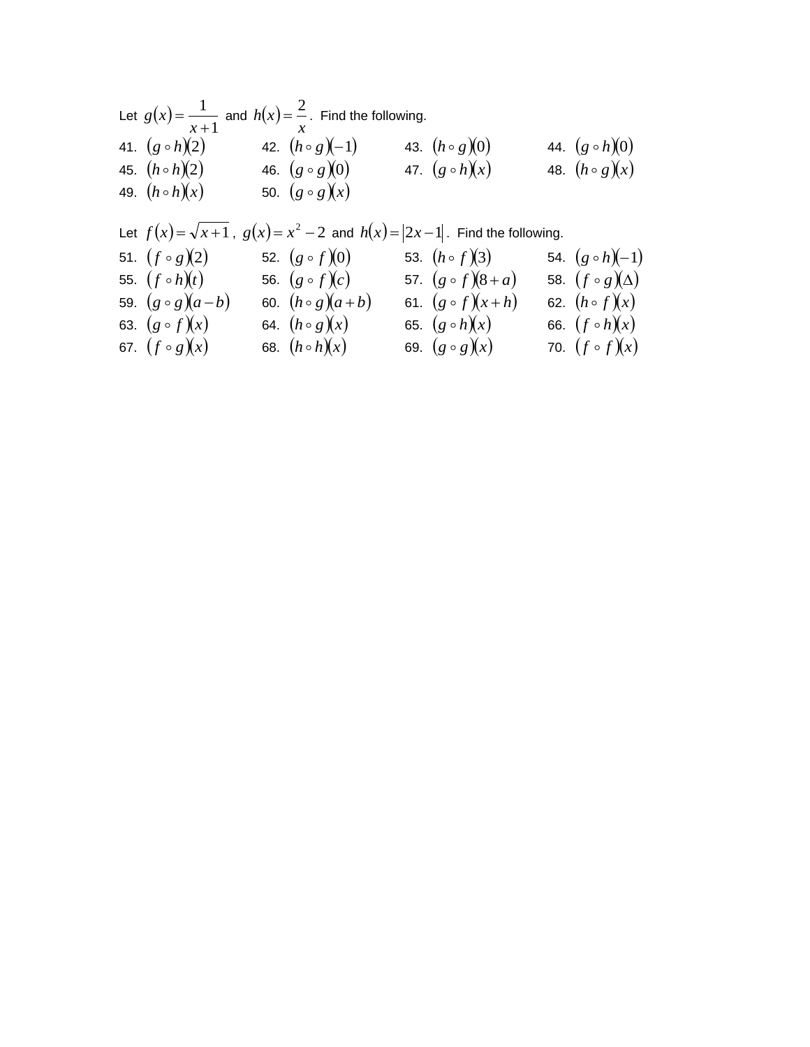Let $g(x) = \dfrac{1}{x+1}$ and $h(x) = \dfrac{2}{x}$. Find the following.

41. $(g \circ h)(2)$
42. $(h \circ g)(-1)$
43. $(h \circ g)(0)$
44. $(g \circ h)(0)$
45. $(h \circ h)(2)$
46. $(g \circ g)(0)$
47. $(g \circ h)(x)$
48. $(h \circ g)(x)$
49. $(h \circ h)(x)$
50. $(g \circ g)(x)$

Let $f(x) = \sqrt{x+1}$, $g(x) = x^2 - 2$ and $h(x) = |2x-1|$. Find the following.

51. $(f \circ g)(2)$
52. $(g \circ f)(0)$
53. $(h \circ f)(3)$
54. $(g \circ h)(-1)$
55. $(f \circ h)(t)$
56. $(g \circ f)(c)$
57. $(g \circ f)(8+a)$
58. $(f \circ g)(\Delta)$
59. $(g \circ g)(a-b)$
60. $(h \circ g)(a+b)$
61. $(g \circ f)(x+h)$
62. $(h \circ f)(x)$
63. $(g \circ f)(x)$
64. $(h \circ g)(x)$
65. $(g \circ h)(x)$
66. $(f \circ h)(x)$
67. $(f \circ g)(x)$
68. $(h \circ h)(x)$
69. $(g \circ g)(x)$
70. $(f \circ f)(x)$